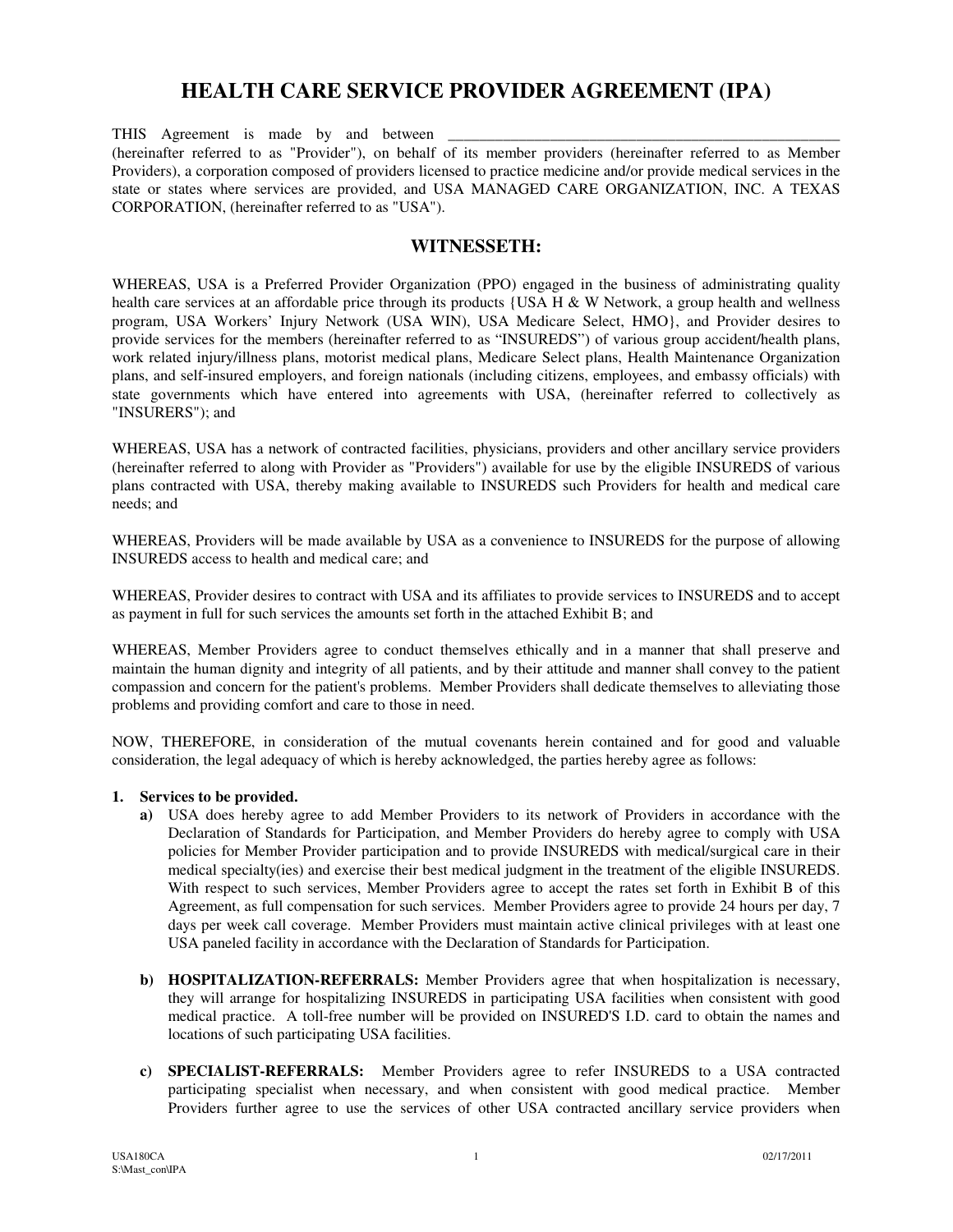# HEALTH CARE SERVICE PROVIDER AGREEMENT (IPA)

THIS Agreement is made by and between ____________________________________________________ (hereinafter referred to as "Provider"), on behalf of its member providers (hereinafter referred to as Member Providers), a corporation composed of providers licensed to practice medicine and/or provide medical services in the state or states where services are provided, and USA MANAGED CARE ORGANIZATION, INC. A TEXAS CORPORATION, (hereinafter referred to as "USA").

## WITNESSETH:

WHEREAS, USA is a Preferred Provider Organization (PPO) engaged in the business of administrating quality health care services at an affordable price through its products {USA H & W Network, a group health and wellness program, USA Workers' Injury Network (USA WIN), USA Medicare Select, HMO}, and Provider desires to provide services for the members (hereinafter referred to as "INSUREDS") of various group accident/health plans, work related injury/illness plans, motorist medical plans, Medicare Select plans, Health Maintenance Organization plans, and self-insured employers, and foreign nationals (including citizens, employees, and embassy officials) with state governments which have entered into agreements with USA, (hereinafter referred to collectively as "INSURERS"); and

WHEREAS, USA has a network of contracted facilities, physicians, providers and other ancillary service providers (hereinafter referred to along with Provider as "Providers") available for use by the eligible INSUREDS of various plans contracted with USA, thereby making available to INSUREDS such Providers for health and medical care needs; and

WHEREAS, Providers will be made available by USA as a convenience to INSUREDS for the purpose of allowing INSUREDS access to health and medical care; and

WHEREAS, Provider desires to contract with USA and its affiliates to provide services to INSUREDS and to accept as payment in full for such services the amounts set forth in the attached Exhibit B; and

WHEREAS, Member Providers agree to conduct themselves ethically and in a manner that shall preserve and maintain the human dignity and integrity of all patients, and by their attitude and manner shall convey to the patient compassion and concern for the patient's problems. Member Providers shall dedicate themselves to alleviating those problems and providing comfort and care to those in need.

NOW, THEREFORE, in consideration of the mutual covenants herein contained and for good and valuable consideration, the legal adequacy of which is hereby acknowledged, the parties hereby agree as follows:

**1. Services to be provided.**

**a)** USA does hereby agree to add Member Providers to its network of Providers in accordance with the Declaration of Standards for Participation, and Member Providers do hereby agree to comply with USA policies for Member Provider participation and to provide INSUREDS with medical/surgical care in their medical specialty(ies) and exercise their best medical judgment in the treatment of the eligible INSUREDS. With respect to such services, Member Providers agree to accept the rates set forth in Exhibit B of this Agreement, as full compensation for such services. Member Providers agree to provide 24 hours per day, 7 days per week call coverage. Member Providers must maintain active clinical privileges with at least one USA paneled facility in accordance with the Declaration of Standards for Participation.

**b) HOSPITALIZATION-REFERRALS:** Member Providers agree that when hospitalization is necessary, they will arrange for hospitalizing INSUREDS in participating USA facilities when consistent with good medical practice. A toll-free number will be provided on INSURED'S I.D. card to obtain the names and locations of such participating USA facilities.

**c) SPECIALIST-REFERRALS:** Member Providers agree to refer INSUREDS to a USA contracted participating specialist when necessary, and when consistent with good medical practice. Member Providers further agree to use the services of other USA contracted ancillary service providers when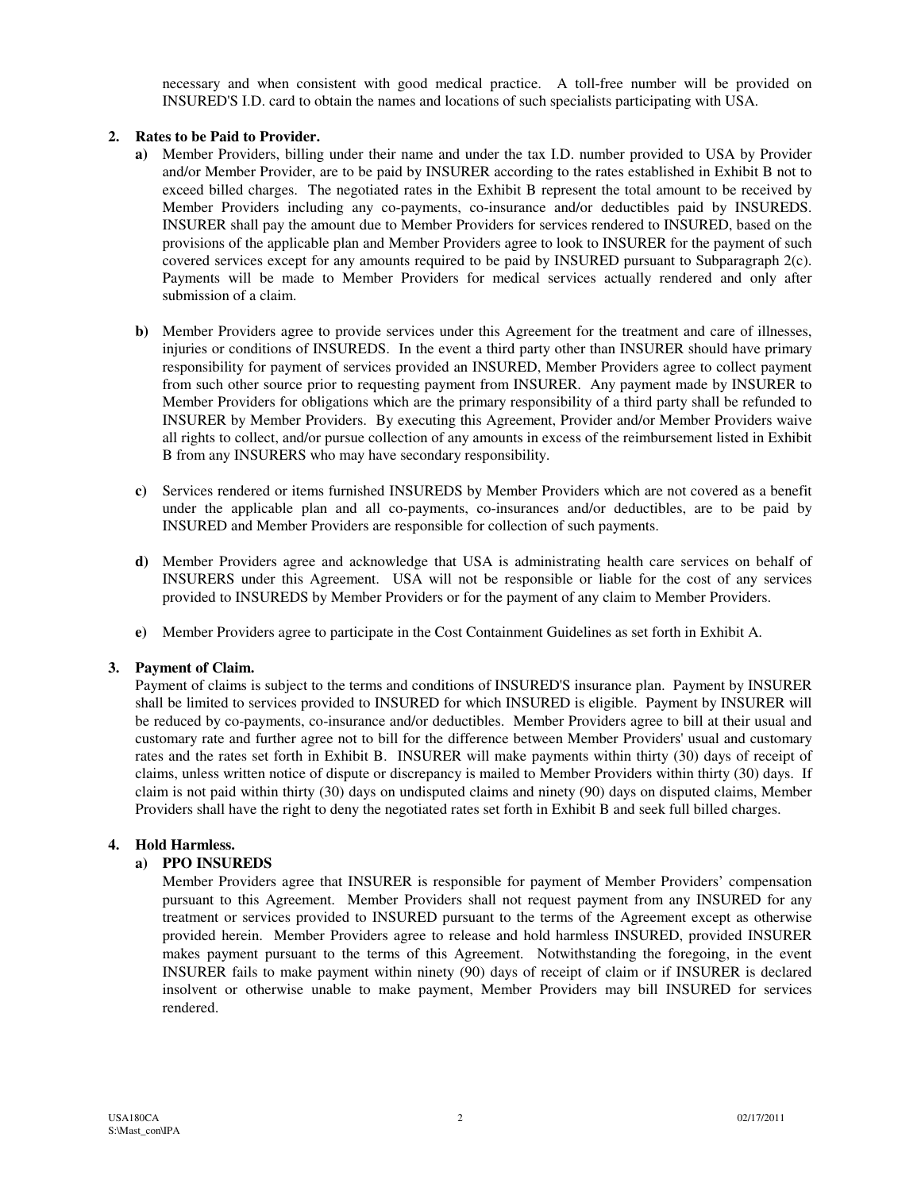necessary and when consistent with good medical practice. A toll-free number will be provided on INSURED'S I.D. card to obtain the names and locations of such specialists participating with USA.

**2. Rates to be Paid to Provider.**

**a)** Member Providers, billing under their name and under the tax I.D. number provided to USA by Provider and/or Member Provider, are to be paid by INSURER according to the rates established in Exhibit B not to exceed billed charges. The negotiated rates in the Exhibit B represent the total amount to be received by Member Providers including any co-payments, co-insurance and/or deductibles paid by INSUREDS. INSURER shall pay the amount due to Member Providers for services rendered to INSURED, based on the provisions of the applicable plan and Member Providers agree to look to INSURER for the payment of such covered services except for any amounts required to be paid by INSURED pursuant to Subparagraph 2(c). Payments will be made to Member Providers for medical services actually rendered and only after submission of a claim.

**b)** Member Providers agree to provide services under this Agreement for the treatment and care of illnesses, injuries or conditions of INSUREDS. In the event a third party other than INSURER should have primary responsibility for payment of services provided an INSURED, Member Providers agree to collect payment from such other source prior to requesting payment from INSURER. Any payment made by INSURER to Member Providers for obligations which are the primary responsibility of a third party shall be refunded to INSURER by Member Providers. By executing this Agreement, Provider and/or Member Providers waive all rights to collect, and/or pursue collection of any amounts in excess of the reimbursement listed in Exhibit B from any INSURERS who may have secondary responsibility.

**c)** Services rendered or items furnished INSUREDS by Member Providers which are not covered as a benefit under the applicable plan and all co-payments, co-insurances and/or deductibles, are to be paid by INSURED and Member Providers are responsible for collection of such payments.

**d)** Member Providers agree and acknowledge that USA is administrating health care services on behalf of INSURERS under this Agreement. USA will not be responsible or liable for the cost of any services provided to INSUREDS by Member Providers or for the payment of any claim to Member Providers.

**e)** Member Providers agree to participate in the Cost Containment Guidelines as set forth in Exhibit A.

**3. Payment of Claim.**

Payment of claims is subject to the terms and conditions of INSURED'S insurance plan. Payment by INSURER shall be limited to services provided to INSURED for which INSURED is eligible. Payment by INSURER will be reduced by co-payments, co-insurance and/or deductibles. Member Providers agree to bill at their usual and customary rate and further agree not to bill for the difference between Member Providers' usual and customary rates and the rates set forth in Exhibit B. INSURER will make payments within thirty (30) days of receipt of claims, unless written notice of dispute or discrepancy is mailed to Member Providers within thirty (30) days. If claim is not paid within thirty (30) days on undisputed claims and ninety (90) days on disputed claims, Member Providers shall have the right to deny the negotiated rates set forth in Exhibit B and seek full billed charges.

**4. Hold Harmless.**

**a) PPO INSUREDS**

Member Providers agree that INSURER is responsible for payment of Member Providers' compensation pursuant to this Agreement. Member Providers shall not request payment from any INSURED for any treatment or services provided to INSURED pursuant to the terms of the Agreement except as otherwise provided herein. Member Providers agree to release and hold harmless INSURED, provided INSURER makes payment pursuant to the terms of this Agreement. Notwithstanding the foregoing, in the event INSURER fails to make payment within ninety (90) days of receipt of claim or if INSURER is declared insolvent or otherwise unable to make payment, Member Providers may bill INSURED for services rendered.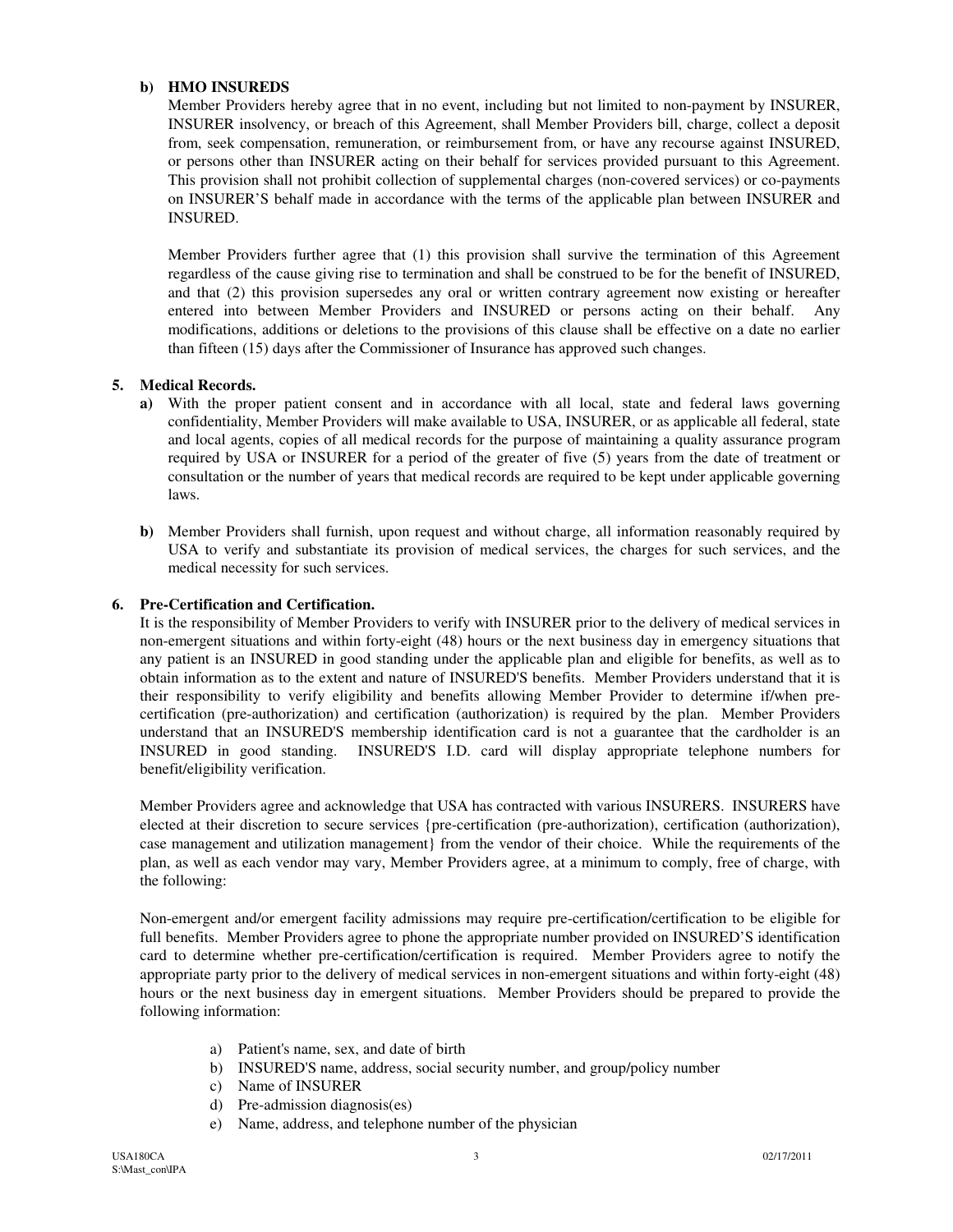**b) HMO INSUREDS**

Member Providers hereby agree that in no event, including but not limited to non-payment by INSURER, INSURER insolvency, or breach of this Agreement, shall Member Providers bill, charge, collect a deposit from, seek compensation, remuneration, or reimbursement from, or have any recourse against INSURED, or persons other than INSURER acting on their behalf for services provided pursuant to this Agreement. This provision shall not prohibit collection of supplemental charges (non-covered services) or co-payments on INSURER'S behalf made in accordance with the terms of the applicable plan between INSURER and INSURED.

Member Providers further agree that (1) this provision shall survive the termination of this Agreement regardless of the cause giving rise to termination and shall be construed to be for the benefit of INSURED, and that (2) this provision supersedes any oral or written contrary agreement now existing or hereafter entered into between Member Providers and INSURED or persons acting on their behalf. Any modifications, additions or deletions to the provisions of this clause shall be effective on a date no earlier than fifteen (15) days after the Commissioner of Insurance has approved such changes.

**5. Medical Records.**

**a)** With the proper patient consent and in accordance with all local, state and federal laws governing confidentiality, Member Providers will make available to USA, INSURER, or as applicable all federal, state and local agents, copies of all medical records for the purpose of maintaining a quality assurance program required by USA or INSURER for a period of the greater of five (5) years from the date of treatment or consultation or the number of years that medical records are required to be kept under applicable governing laws.

**b)** Member Providers shall furnish, upon request and without charge, all information reasonably required by USA to verify and substantiate its provision of medical services, the charges for such services, and the medical necessity for such services.

**6. Pre-Certification and Certification.**

It is the responsibility of Member Providers to verify with INSURER prior to the delivery of medical services in non-emergent situations and within forty-eight (48) hours or the next business day in emergency situations that any patient is an INSURED in good standing under the applicable plan and eligible for benefits, as well as to obtain information as to the extent and nature of INSURED'S benefits. Member Providers understand that it is their responsibility to verify eligibility and benefits allowing Member Provider to determine if/when pre-certification (pre-authorization) and certification (authorization) is required by the plan. Member Providers understand that an INSURED'S membership identification card is not a guarantee that the cardholder is an INSURED in good standing. INSURED'S I.D. card will display appropriate telephone numbers for benefit/eligibility verification.

Member Providers agree and acknowledge that USA has contracted with various INSURERS. INSURERS have elected at their discretion to secure services {pre-certification (pre-authorization), certification (authorization), case management and utilization management} from the vendor of their choice. While the requirements of the plan, as well as each vendor may vary, Member Providers agree, at a minimum to comply, free of charge, with the following:

Non-emergent and/or emergent facility admissions may require pre-certification/certification to be eligible for full benefits. Member Providers agree to phone the appropriate number provided on INSURED'S identification card to determine whether pre-certification/certification is required. Member Providers agree to notify the appropriate party prior to the delivery of medical services in non-emergent situations and within forty-eight (48) hours or the next business day in emergent situations. Member Providers should be prepared to provide the following information:

a) Patient's name, sex, and date of birth
b) INSURED'S name, address, social security number, and group/policy number
c) Name of INSURER
d) Pre-admission diagnosis(es)
e) Name, address, and telephone number of the physician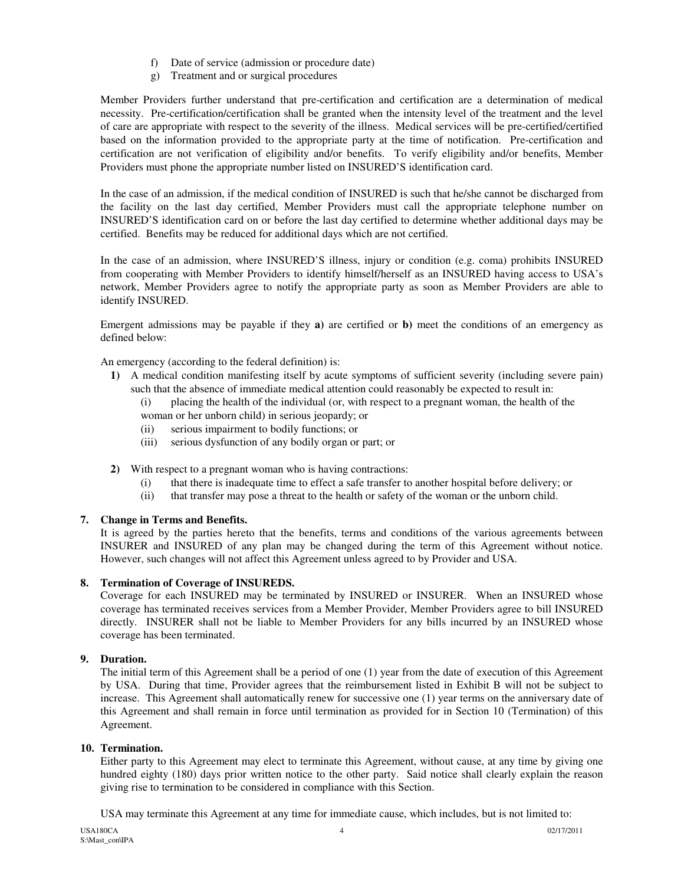f) Date of service (admission or procedure date)
g) Treatment and or surgical procedures

Member Providers further understand that pre-certification and certification are a determination of medical necessity. Pre-certification/certification shall be granted when the intensity level of the treatment and the level of care are appropriate with respect to the severity of the illness. Medical services will be pre-certified/certified based on the information provided to the appropriate party at the time of notification. Pre-certification and certification are not verification of eligibility and/or benefits. To verify eligibility and/or benefits, Member Providers must phone the appropriate number listed on INSURED'S identification card.

In the case of an admission, if the medical condition of INSURED is such that he/she cannot be discharged from the facility on the last day certified, Member Providers must call the appropriate telephone number on INSURED'S identification card on or before the last day certified to determine whether additional days may be certified. Benefits may be reduced for additional days which are not certified.

In the case of an admission, where INSURED'S illness, injury or condition (e.g. coma) prohibits INSURED from cooperating with Member Providers to identify himself/herself as an INSURED having access to USA's network, Member Providers agree to notify the appropriate party as soon as Member Providers are able to identify INSURED.

Emergent admissions may be payable if they **a)** are certified or **b)** meet the conditions of an emergency as defined below:

An emergency (according to the federal definition) is:

**1)** A medical condition manifesting itself by acute symptoms of sufficient severity (including severe pain) such that the absence of immediate medical attention could reasonably be expected to result in:
   (i) placing the health of the individual (or, with respect to a pregnant woman, the health of the woman or her unborn child) in serious jeopardy; or
   (ii) serious impairment to bodily functions; or
   (iii) serious dysfunction of any bodily organ or part; or

**2)** With respect to a pregnant woman who is having contractions:
   (i) that there is inadequate time to effect a safe transfer to another hospital before delivery; or
   (ii) that transfer may pose a threat to the health or safety of the woman or the unborn child.

**7. Change in Terms and Benefits.**
It is agreed by the parties hereto that the benefits, terms and conditions of the various agreements between INSURER and INSURED of any plan may be changed during the term of this Agreement without notice. However, such changes will not affect this Agreement unless agreed to by Provider and USA.

**8. Termination of Coverage of INSUREDS.**
Coverage for each INSURED may be terminated by INSURED or INSURER. When an INSURED whose coverage has terminated receives services from a Member Provider, Member Providers agree to bill INSURED directly. INSURER shall not be liable to Member Providers for any bills incurred by an INSURED whose coverage has been terminated.

**9. Duration.**
The initial term of this Agreement shall be a period of one (1) year from the date of execution of this Agreement by USA. During that time, Provider agrees that the reimbursement listed in Exhibit B will not be subject to increase. This Agreement shall automatically renew for successive one (1) year terms on the anniversary date of this Agreement and shall remain in force until termination as provided for in Section 10 (Termination) of this Agreement.

**10. Termination.**
Either party to this Agreement may elect to terminate this Agreement, without cause, at any time by giving one hundred eighty (180) days prior written notice to the other party. Said notice shall clearly explain the reason giving rise to termination to be considered in compliance with this Section.

USA may terminate this Agreement at any time for immediate cause, which includes, but is not limited to: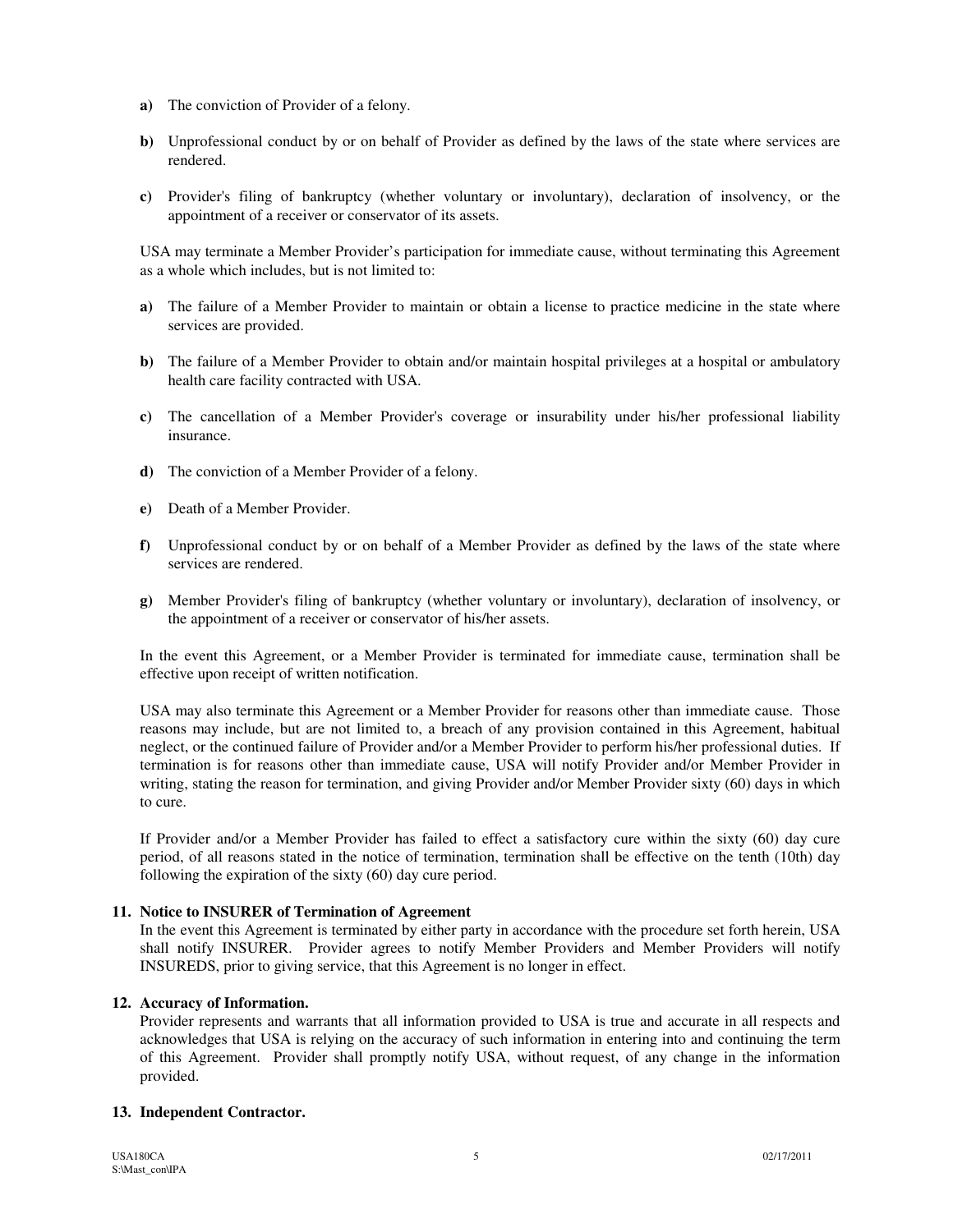**a)** The conviction of Provider of a felony.

**b)** Unprofessional conduct by or on behalf of Provider as defined by the laws of the state where services are rendered.

**c)** Provider's filing of bankruptcy (whether voluntary or involuntary), declaration of insolvency, or the appointment of a receiver or conservator of its assets.

USA may terminate a Member Provider's participation for immediate cause, without terminating this Agreement as a whole which includes, but is not limited to:

**a)** The failure of a Member Provider to maintain or obtain a license to practice medicine in the state where services are provided.

**b)** The failure of a Member Provider to obtain and/or maintain hospital privileges at a hospital or ambulatory health care facility contracted with USA.

**c)** The cancellation of a Member Provider's coverage or insurability under his/her professional liability insurance.

**d)** The conviction of a Member Provider of a felony.

**e)** Death of a Member Provider.

**f)** Unprofessional conduct by or on behalf of a Member Provider as defined by the laws of the state where services are rendered.

**g)** Member Provider's filing of bankruptcy (whether voluntary or involuntary), declaration of insolvency, or the appointment of a receiver or conservator of his/her assets.

In the event this Agreement, or a Member Provider is terminated for immediate cause, termination shall be effective upon receipt of written notification.

USA may also terminate this Agreement or a Member Provider for reasons other than immediate cause. Those reasons may include, but are not limited to, a breach of any provision contained in this Agreement, habitual neglect, or the continued failure of Provider and/or a Member Provider to perform his/her professional duties. If termination is for reasons other than immediate cause, USA will notify Provider and/or Member Provider in writing, stating the reason for termination, and giving Provider and/or Member Provider sixty (60) days in which to cure.

If Provider and/or a Member Provider has failed to effect a satisfactory cure within the sixty (60) day cure period, of all reasons stated in the notice of termination, termination shall be effective on the tenth (10th) day following the expiration of the sixty (60) day cure period.

**11. Notice to INSURER of Termination of Agreement**

In the event this Agreement is terminated by either party in accordance with the procedure set forth herein, USA shall notify INSURER. Provider agrees to notify Member Providers and Member Providers will notify INSUREDS, prior to giving service, that this Agreement is no longer in effect.

**12. Accuracy of Information.**

Provider represents and warrants that all information provided to USA is true and accurate in all respects and acknowledges that USA is relying on the accuracy of such information in entering into and continuing the term of this Agreement. Provider shall promptly notify USA, without request, of any change in the information provided.

**13. Independent Contractor.**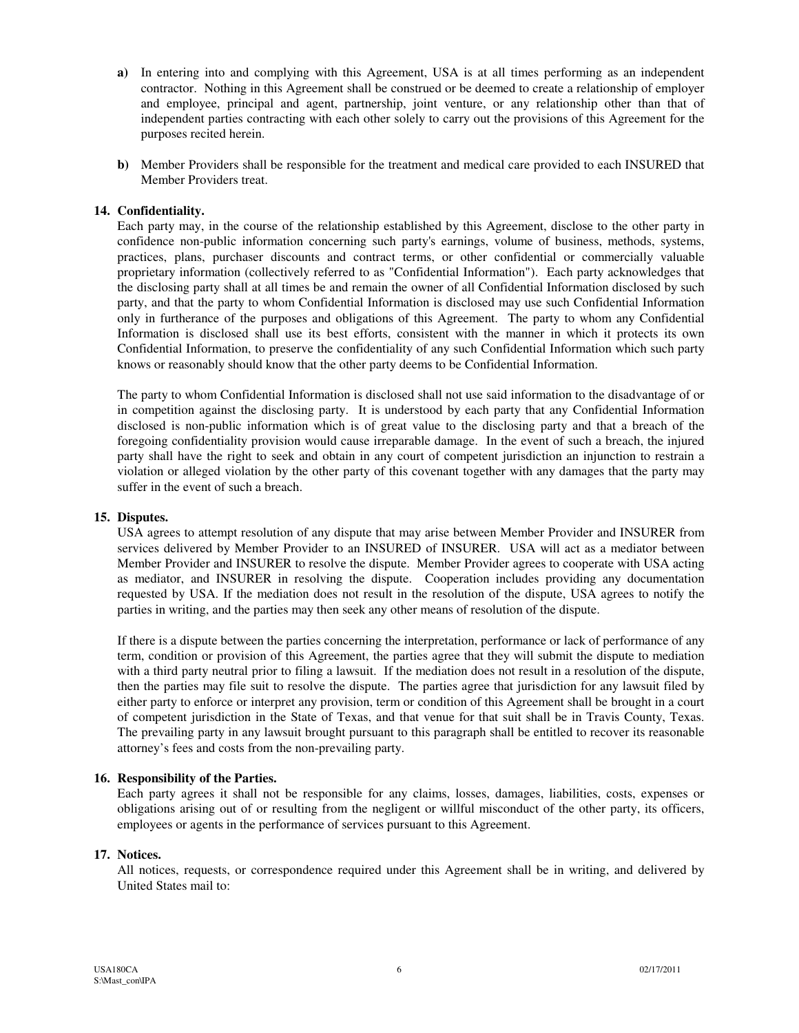**a)** In entering into and complying with this Agreement, USA is at all times performing as an independent contractor. Nothing in this Agreement shall be construed or be deemed to create a relationship of employer and employee, principal and agent, partnership, joint venture, or any relationship other than that of independent parties contracting with each other solely to carry out the provisions of this Agreement for the purposes recited herein.

**b)** Member Providers shall be responsible for the treatment and medical care provided to each INSURED that Member Providers treat.

**14. Confidentiality.**

Each party may, in the course of the relationship established by this Agreement, disclose to the other party in confidence non-public information concerning such party's earnings, volume of business, methods, systems, practices, plans, purchaser discounts and contract terms, or other confidential or commercially valuable proprietary information (collectively referred to as "Confidential Information"). Each party acknowledges that the disclosing party shall at all times be and remain the owner of all Confidential Information disclosed by such party, and that the party to whom Confidential Information is disclosed may use such Confidential Information only in furtherance of the purposes and obligations of this Agreement. The party to whom any Confidential Information is disclosed shall use its best efforts, consistent with the manner in which it protects its own Confidential Information, to preserve the confidentiality of any such Confidential Information which such party knows or reasonably should know that the other party deems to be Confidential Information.

The party to whom Confidential Information is disclosed shall not use said information to the disadvantage of or in competition against the disclosing party. It is understood by each party that any Confidential Information disclosed is non-public information which is of great value to the disclosing party and that a breach of the foregoing confidentiality provision would cause irreparable damage. In the event of such a breach, the injured party shall have the right to seek and obtain in any court of competent jurisdiction an injunction to restrain a violation or alleged violation by the other party of this covenant together with any damages that the party may suffer in the event of such a breach.

**15. Disputes.**

USA agrees to attempt resolution of any dispute that may arise between Member Provider and INSURER from services delivered by Member Provider to an INSURED of INSURER. USA will act as a mediator between Member Provider and INSURER to resolve the dispute. Member Provider agrees to cooperate with USA acting as mediator, and INSURER in resolving the dispute. Cooperation includes providing any documentation requested by USA. If the mediation does not result in the resolution of the dispute, USA agrees to notify the parties in writing, and the parties may then seek any other means of resolution of the dispute.

If there is a dispute between the parties concerning the interpretation, performance or lack of performance of any term, condition or provision of this Agreement, the parties agree that they will submit the dispute to mediation with a third party neutral prior to filing a lawsuit. If the mediation does not result in a resolution of the dispute, then the parties may file suit to resolve the dispute. The parties agree that jurisdiction for any lawsuit filed by either party to enforce or interpret any provision, term or condition of this Agreement shall be brought in a court of competent jurisdiction in the State of Texas, and that venue for that suit shall be in Travis County, Texas. The prevailing party in any lawsuit brought pursuant to this paragraph shall be entitled to recover its reasonable attorney's fees and costs from the non-prevailing party.

**16. Responsibility of the Parties.**

Each party agrees it shall not be responsible for any claims, losses, damages, liabilities, costs, expenses or obligations arising out of or resulting from the negligent or willful misconduct of the other party, its officers, employees or agents in the performance of services pursuant to this Agreement.

**17. Notices.**

All notices, requests, or correspondence required under this Agreement shall be in writing, and delivered by United States mail to: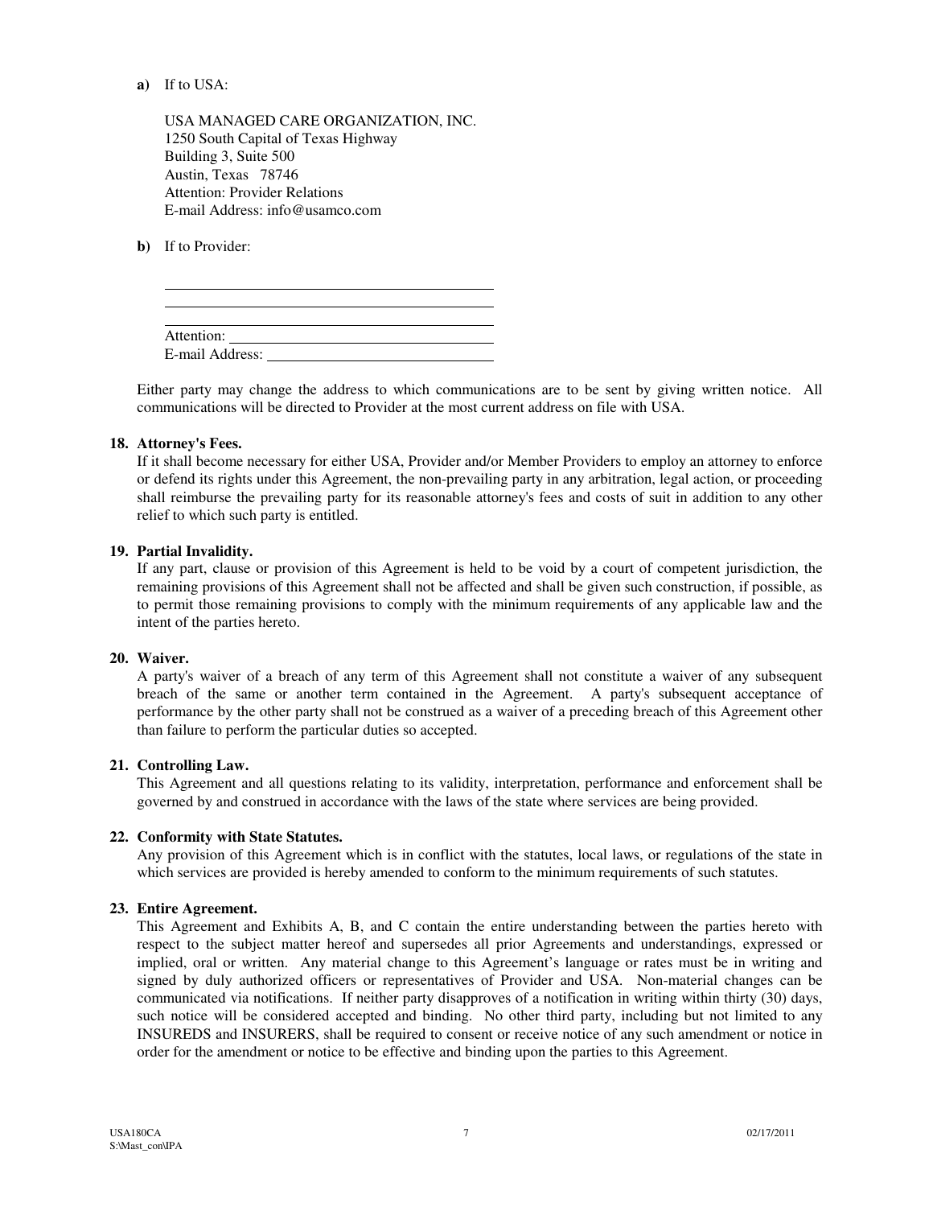**a)** If to USA:

USA MANAGED CARE ORGANIZATION, INC.
1250 South Capital of Texas Highway
Building 3, Suite 500
Austin, Texas 78746
Attention: Provider Relations
E-mail Address: info@usamco.com

**b)** If to Provider:

\_\_\_\_\_\_\_\_\_\_\_\_\_\_\_\_\_\_\_\_\_\_\_\_\_\_\_\_\_\_\_\_\_\_\_\_\_\_\_\_
\_\_\_\_\_\_\_\_\_\_\_\_\_\_\_\_\_\_\_\_\_\_\_\_\_\_\_\_\_\_\_\_\_\_\_\_\_\_\_\_
\_\_\_\_\_\_\_\_\_\_\_\_\_\_\_\_\_\_\_\_\_\_\_\_\_\_\_\_\_\_\_\_\_\_\_\_\_\_\_\_
Attention: \_\_\_\_\_\_\_\_\_\_\_\_\_\_\_\_\_\_\_\_\_\_\_\_\_\_\_\_\_\_\_\_
E-mail Address: \_\_\_\_\_\_\_\_\_\_\_\_\_\_\_\_\_\_\_\_\_\_\_\_\_\_\_\_

Either party may change the address to which communications are to be sent by giving written notice. All communications will be directed to Provider at the most current address on file with USA.

**18. Attorney's Fees.**
If it shall become necessary for either USA, Provider and/or Member Providers to employ an attorney to enforce or defend its rights under this Agreement, the non-prevailing party in any arbitration, legal action, or proceeding shall reimburse the prevailing party for its reasonable attorney's fees and costs of suit in addition to any other relief to which such party is entitled.

**19. Partial Invalidity.**
If any part, clause or provision of this Agreement is held to be void by a court of competent jurisdiction, the remaining provisions of this Agreement shall not be affected and shall be given such construction, if possible, as to permit those remaining provisions to comply with the minimum requirements of any applicable law and the intent of the parties hereto.

**20. Waiver.**
A party's waiver of a breach of any term of this Agreement shall not constitute a waiver of any subsequent breach of the same or another term contained in the Agreement. A party's subsequent acceptance of performance by the other party shall not be construed as a waiver of a preceding breach of this Agreement other than failure to perform the particular duties so accepted.

**21. Controlling Law.**
This Agreement and all questions relating to its validity, interpretation, performance and enforcement shall be governed by and construed in accordance with the laws of the state where services are being provided.

**22. Conformity with State Statutes.**
Any provision of this Agreement which is in conflict with the statutes, local laws, or regulations of the state in which services are provided is hereby amended to conform to the minimum requirements of such statutes.

**23. Entire Agreement.**
This Agreement and Exhibits A, B, and C contain the entire understanding between the parties hereto with respect to the subject matter hereof and supersedes all prior Agreements and understandings, expressed or implied, oral or written. Any material change to this Agreement's language or rates must be in writing and signed by duly authorized officers or representatives of Provider and USA. Non-material changes can be communicated via notifications. If neither party disapproves of a notification in writing within thirty (30) days, such notice will be considered accepted and binding. No other third party, including but not limited to any INSUREDS and INSURERS, shall be required to consent or receive notice of any such amendment or notice in order for the amendment or notice to be effective and binding upon the parties to this Agreement.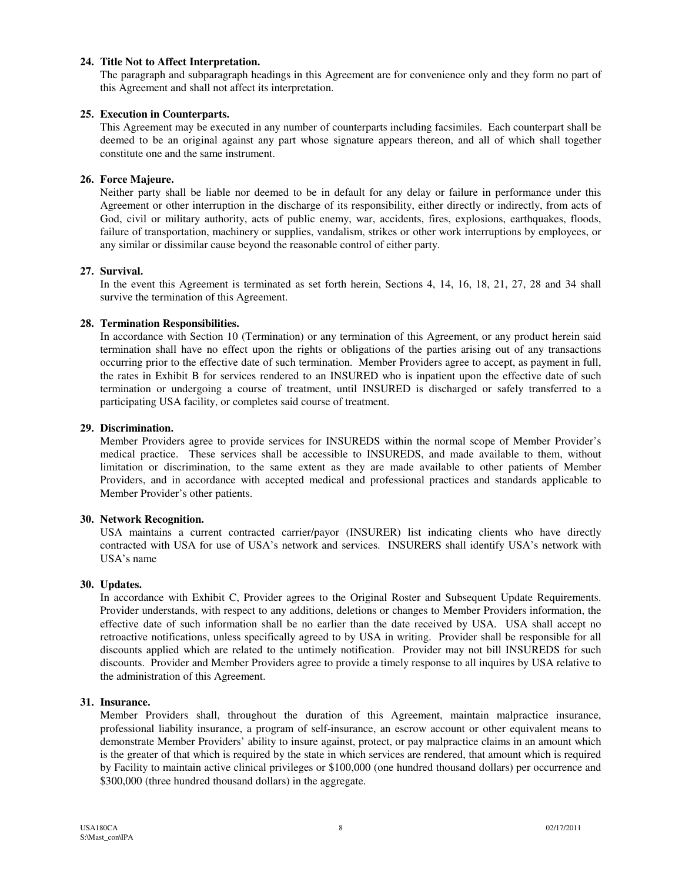**24. Title Not to Affect Interpretation.**
The paragraph and subparagraph headings in this Agreement are for convenience only and they form no part of this Agreement and shall not affect its interpretation.

**25. Execution in Counterparts.**
This Agreement may be executed in any number of counterparts including facsimiles. Each counterpart shall be deemed to be an original against any part whose signature appears thereon, and all of which shall together constitute one and the same instrument.

**26. Force Majeure.**
Neither party shall be liable nor deemed to be in default for any delay or failure in performance under this Agreement or other interruption in the discharge of its responsibility, either directly or indirectly, from acts of God, civil or military authority, acts of public enemy, war, accidents, fires, explosions, earthquakes, floods, failure of transportation, machinery or supplies, vandalism, strikes or other work interruptions by employees, or any similar or dissimilar cause beyond the reasonable control of either party.

**27. Survival.**
In the event this Agreement is terminated as set forth herein, Sections 4, 14, 16, 18, 21, 27, 28 and 34 shall survive the termination of this Agreement.

**28. Termination Responsibilities.**
In accordance with Section 10 (Termination) or any termination of this Agreement, or any product herein said termination shall have no effect upon the rights or obligations of the parties arising out of any transactions occurring prior to the effective date of such termination. Member Providers agree to accept, as payment in full, the rates in Exhibit B for services rendered to an INSURED who is inpatient upon the effective date of such termination or undergoing a course of treatment, until INSURED is discharged or safely transferred to a participating USA facility, or completes said course of treatment.

**29. Discrimination.**
Member Providers agree to provide services for INSUREDS within the normal scope of Member Provider's medical practice. These services shall be accessible to INSUREDS, and made available to them, without limitation or discrimination, to the same extent as they are made available to other patients of Member Providers, and in accordance with accepted medical and professional practices and standards applicable to Member Provider's other patients.

**30. Network Recognition.**
USA maintains a current contracted carrier/payor (INSURER) list indicating clients who have directly contracted with USA for use of USA's network and services. INSURERS shall identify USA's network with USA's name

**30. Updates.**
In accordance with Exhibit C, Provider agrees to the Original Roster and Subsequent Update Requirements. Provider understands, with respect to any additions, deletions or changes to Member Providers information, the effective date of such information shall be no earlier than the date received by USA. USA shall accept no retroactive notifications, unless specifically agreed to by USA in writing. Provider shall be responsible for all discounts applied which are related to the untimely notification. Provider may not bill INSUREDS for such discounts. Provider and Member Providers agree to provide a timely response to all inquires by USA relative to the administration of this Agreement.

**31. Insurance.**
Member Providers shall, throughout the duration of this Agreement, maintain malpractice insurance, professional liability insurance, a program of self-insurance, an escrow account or other equivalent means to demonstrate Member Providers' ability to insure against, protect, or pay malpractice claims in an amount which is the greater of that which is required by the state in which services are rendered, that amount which is required by Facility to maintain active clinical privileges or $100,000 (one hundred thousand dollars) per occurrence and $300,000 (three hundred thousand dollars) in the aggregate.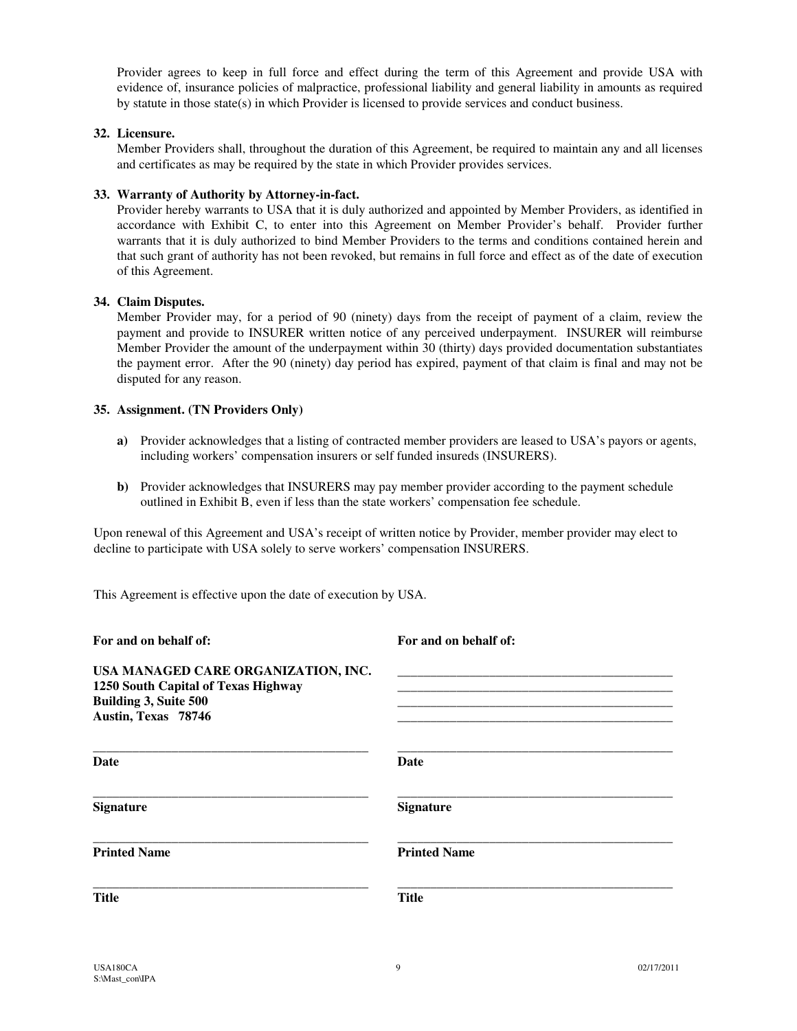Provider agrees to keep in full force and effect during the term of this Agreement and provide USA with evidence of, insurance policies of malpractice, professional liability and general liability in amounts as required by statute in those state(s) in which Provider is licensed to provide services and conduct business.

**32. Licensure.**
Member Providers shall, throughout the duration of this Agreement, be required to maintain any and all licenses and certificates as may be required by the state in which Provider provides services.

**33. Warranty of Authority by Attorney-in-fact.**
Provider hereby warrants to USA that it is duly authorized and appointed by Member Providers, as identified in accordance with Exhibit C, to enter into this Agreement on Member Provider's behalf. Provider further warrants that it is duly authorized to bind Member Providers to the terms and conditions contained herein and that such grant of authority has not been revoked, but remains in full force and effect as of the date of execution of this Agreement.

**34. Claim Disputes.**
Member Provider may, for a period of 90 (ninety) days from the receipt of payment of a claim, review the payment and provide to INSURER written notice of any perceived underpayment. INSURER will reimburse Member Provider the amount of the underpayment within 30 (thirty) days provided documentation substantiates the payment error. After the 90 (ninety) day period has expired, payment of that claim is final and may not be disputed for any reason.

**35. Assignment. (TN Providers Only)**

**a)** Provider acknowledges that a listing of contracted member providers are leased to USA's payors or agents, including workers' compensation insurers or self funded insureds (INSURERS).

**b)** Provider acknowledges that INSURERS may pay member provider according to the payment schedule outlined in Exhibit B, even if less than the state workers' compensation fee schedule.

Upon renewal of this Agreement and USA's receipt of written notice by Provider, member provider may elect to decline to participate with USA solely to serve workers' compensation INSURERS.

This Agreement is effective upon the date of execution by USA.

| **For and on behalf of:** | **For and on behalf of:** |
|---|---|
| **USA MANAGED CARE ORGANIZATION, INC.**<br>**1250 South Capital of Texas Highway**<br>**Building 3, Suite 500**<br>**Austin, Texas 78746** | ____________________________________________<br>____________________________________________<br>____________________________________________<br>____________________________________________ |
| ____________________________________________<br>**Date** | ____________________________________________<br>**Date** |
| ____________________________________________<br>**Signature** | ____________________________________________<br>**Signature** |
| ____________________________________________<br>**Printed Name** | ____________________________________________<br>**Printed Name** |
| ____________________________________________<br>**Title** | ____________________________________________<br>**Title** |

USA180CA
S:\Mast_con\IPA
02/17/2011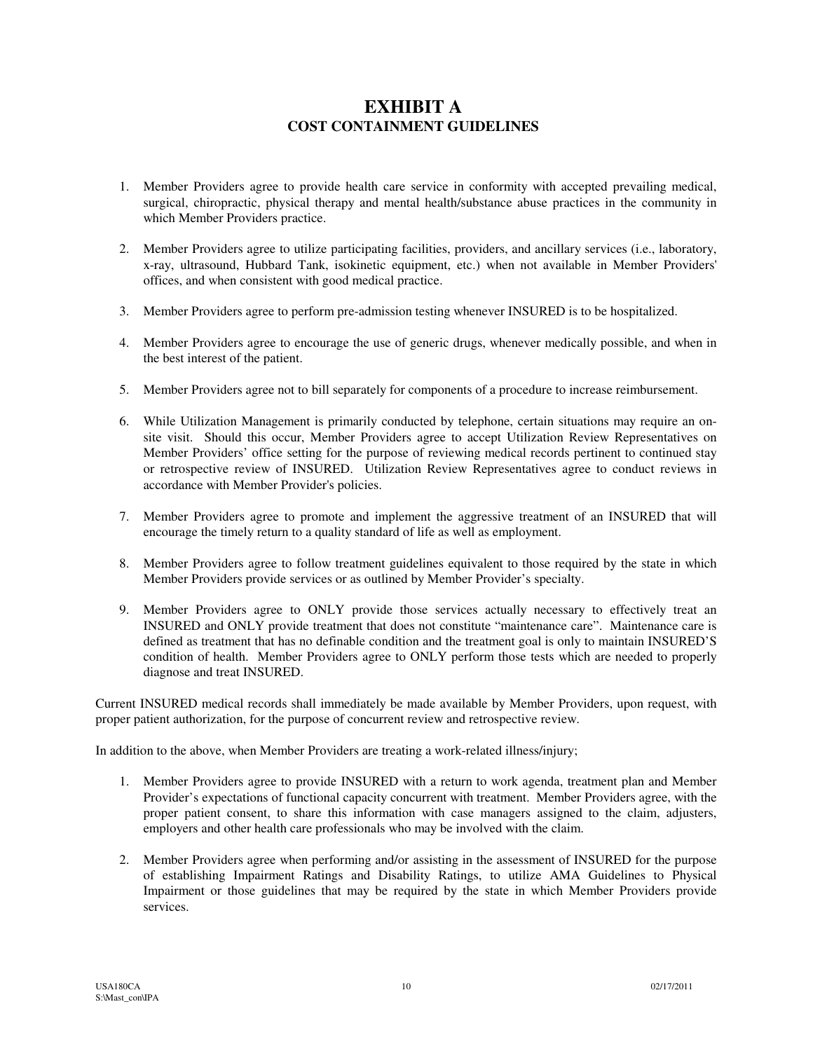# EXHIBIT A
## COST CONTAINMENT GUIDELINES

1. Member Providers agree to provide health care service in conformity with accepted prevailing medical, surgical, chiropractic, physical therapy and mental health/substance abuse practices in the community in which Member Providers practice.

2. Member Providers agree to utilize participating facilities, providers, and ancillary services (i.e., laboratory, x-ray, ultrasound, Hubbard Tank, isokinetic equipment, etc.) when not available in Member Providers' offices, and when consistent with good medical practice.

3. Member Providers agree to perform pre-admission testing whenever INSURED is to be hospitalized.

4. Member Providers agree to encourage the use of generic drugs, whenever medically possible, and when in the best interest of the patient.

5. Member Providers agree not to bill separately for components of a procedure to increase reimbursement.

6. While Utilization Management is primarily conducted by telephone, certain situations may require an on-site visit. Should this occur, Member Providers agree to accept Utilization Review Representatives on Member Providers' office setting for the purpose of reviewing medical records pertinent to continued stay or retrospective review of INSURED. Utilization Review Representatives agree to conduct reviews in accordance with Member Provider's policies.

7. Member Providers agree to promote and implement the aggressive treatment of an INSURED that will encourage the timely return to a quality standard of life as well as employment.

8. Member Providers agree to follow treatment guidelines equivalent to those required by the state in which Member Providers provide services or as outlined by Member Provider's specialty.

9. Member Providers agree to ONLY provide those services actually necessary to effectively treat an INSURED and ONLY provide treatment that does not constitute "maintenance care". Maintenance care is defined as treatment that has no definable condition and the treatment goal is only to maintain INSURED'S condition of health. Member Providers agree to ONLY perform those tests which are needed to properly diagnose and treat INSURED.

Current INSURED medical records shall immediately be made available by Member Providers, upon request, with proper patient authorization, for the purpose of concurrent review and retrospective review.

In addition to the above, when Member Providers are treating a work-related illness/injury;

1. Member Providers agree to provide INSURED with a return to work agenda, treatment plan and Member Provider's expectations of functional capacity concurrent with treatment. Member Providers agree, with the proper patient consent, to share this information with case managers assigned to the claim, adjusters, employers and other health care professionals who may be involved with the claim.

2. Member Providers agree when performing and/or assisting in the assessment of INSURED for the purpose of establishing Impairment Ratings and Disability Ratings, to utilize AMA Guidelines to Physical Impairment or those guidelines that may be required by the state in which Member Providers provide services.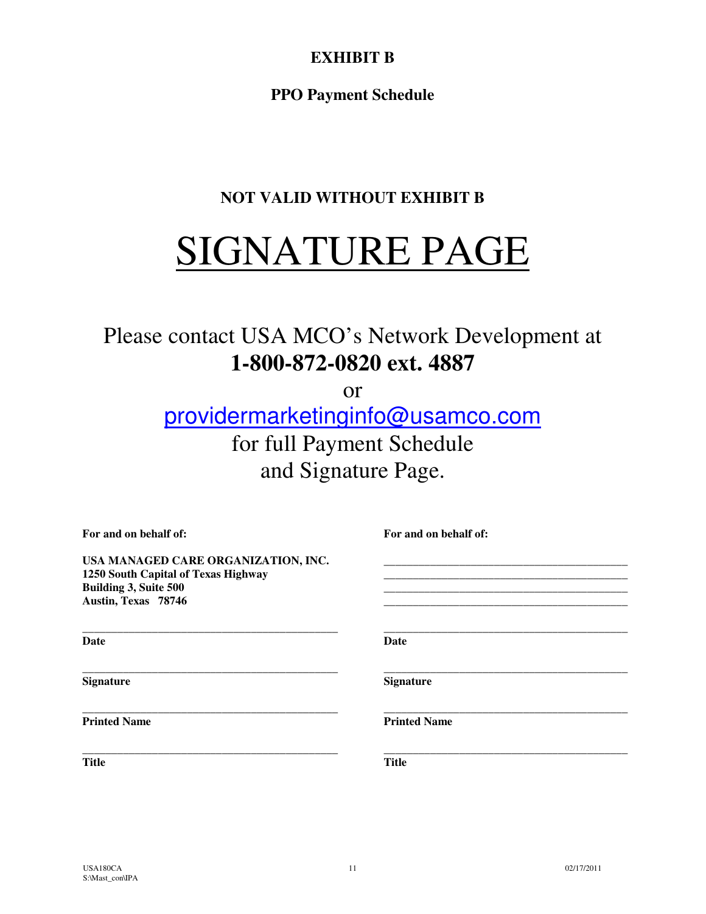# EXHIBIT B

## PPO Payment Schedule

**NOT VALID WITHOUT EXHIBIT B**

# SIGNATURE PAGE

Please contact USA MCO's Network Development at
**1-800-872-0820 ext. 4887**
or
providermarketinginfo@usamco.com
for full Payment Schedule
and Signature Page.

| For and on behalf of: | For and on behalf of: |
|---|---|
| **USA MANAGED CARE ORGANIZATION, INC.**<br>**1250 South Capital of Texas Highway**<br>**Building 3, Suite 500**<br>**Austin, Texas 78746** | \_\_\_\_\_\_\_\_\_\_\_\_\_\_\_\_\_\_\_\_\_\_\_\_\_\_\_\_\_\_\_\_\_\_\_\_\_\_\_\_<br>\_\_\_\_\_\_\_\_\_\_\_\_\_\_\_\_\_\_\_\_\_\_\_\_\_\_\_\_\_\_\_\_\_\_\_\_\_\_\_\_<br>\_\_\_\_\_\_\_\_\_\_\_\_\_\_\_\_\_\_\_\_\_\_\_\_\_\_\_\_\_\_\_\_\_\_\_\_\_\_\_\_<br>\_\_\_\_\_\_\_\_\_\_\_\_\_\_\_\_\_\_\_\_\_\_\_\_\_\_\_\_\_\_\_\_\_\_\_\_\_\_\_\_ |
| \_\_\_\_\_\_\_\_\_\_\_\_\_\_\_\_\_\_\_\_\_\_\_\_\_\_\_\_\_\_\_\_\_\_\_\_\_\_\_\_<br>**Date** | \_\_\_\_\_\_\_\_\_\_\_\_\_\_\_\_\_\_\_\_\_\_\_\_\_\_\_\_\_\_\_\_\_\_\_\_\_\_\_\_<br>**Date** |
| \_\_\_\_\_\_\_\_\_\_\_\_\_\_\_\_\_\_\_\_\_\_\_\_\_\_\_\_\_\_\_\_\_\_\_\_\_\_\_\_<br>**Signature** | \_\_\_\_\_\_\_\_\_\_\_\_\_\_\_\_\_\_\_\_\_\_\_\_\_\_\_\_\_\_\_\_\_\_\_\_\_\_\_\_<br>**Signature** |
| \_\_\_\_\_\_\_\_\_\_\_\_\_\_\_\_\_\_\_\_\_\_\_\_\_\_\_\_\_\_\_\_\_\_\_\_\_\_\_\_<br>**Printed Name** | \_\_\_\_\_\_\_\_\_\_\_\_\_\_\_\_\_\_\_\_\_\_\_\_\_\_\_\_\_\_\_\_\_\_\_\_\_\_\_\_<br>**Printed Name** |
| \_\_\_\_\_\_\_\_\_\_\_\_\_\_\_\_\_\_\_\_\_\_\_\_\_\_\_\_\_\_\_\_\_\_\_\_\_\_\_\_<br>**Title** | \_\_\_\_\_\_\_\_\_\_\_\_\_\_\_\_\_\_\_\_\_\_\_\_\_\_\_\_\_\_\_\_\_\_\_\_\_\_\_\_<br>**Title** |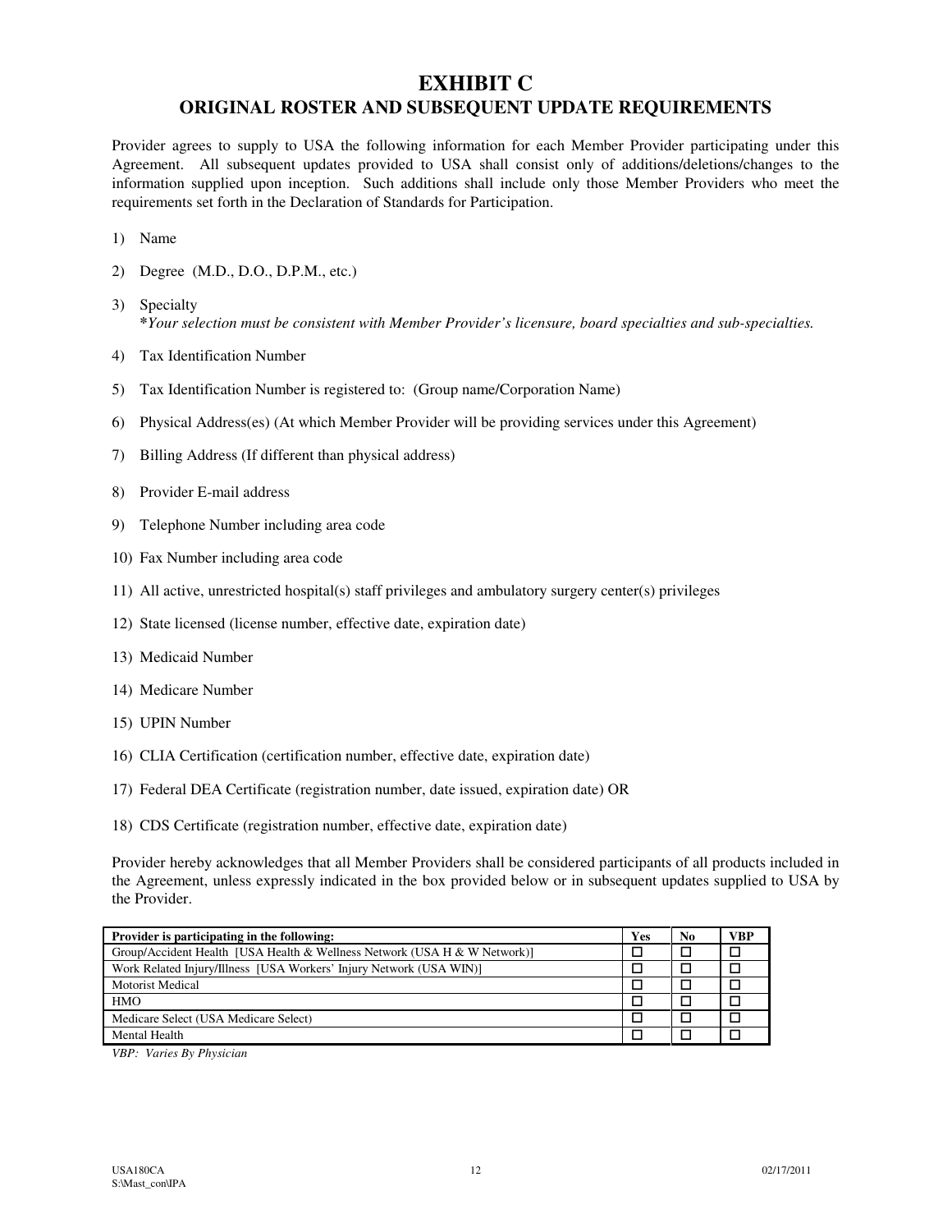# EXHIBIT C

## ORIGINAL ROSTER AND SUBSEQUENT UPDATE REQUIREMENTS

Provider agrees to supply to USA the following information for each Member Provider participating under this Agreement. All subsequent updates provided to USA shall consist only of additions/deletions/changes to the information supplied upon inception. Such additions shall include only those Member Providers who meet the requirements set forth in the Declaration of Standards for Participation.

1) Name
2) Degree (M.D., D.O., D.P.M., etc.)
3) Specialty
   **\****Your selection must be consistent with Member Provider's licensure, board specialties and sub-specialties.*
4) Tax Identification Number
5) Tax Identification Number is registered to: (Group name/Corporation Name)
6) Physical Address(es) (At which Member Provider will be providing services under this Agreement)
7) Billing Address (If different than physical address)
8) Provider E-mail address
9) Telephone Number including area code
10) Fax Number including area code
11) All active, unrestricted hospital(s) staff privileges and ambulatory surgery center(s) privileges
12) State licensed (license number, effective date, expiration date)
13) Medicaid Number
14) Medicare Number
15) UPIN Number
16) CLIA Certification (certification number, effective date, expiration date)
17) Federal DEA Certificate (registration number, date issued, expiration date) OR
18) CDS Certificate (registration number, effective date, expiration date)

Provider hereby acknowledges that all Member Providers shall be considered participants of all products included in the Agreement, unless expressly indicated in the box provided below or in subsequent updates supplied to USA by the Provider.

| **Provider is participating in the following:** | **Yes** | **No** | **VBP** |
|---|---|---|---|
| Group/Accident Health [USA Health & Wellness Network (USA H & W Network)] | ☐ | ☐ | ☐ |
| Work Related Injury/Illness [USA Workers' Injury Network (USA WIN)] | ☐ | ☐ | ☐ |
| Motorist Medical | ☐ | ☐ | ☐ |
| HMO | ☐ | ☐ | ☐ |
| Medicare Select (USA Medicare Select) | ☐ | ☐ | ☐ |
| Mental Health | ☐ | ☐ | ☐ |

*VBP: Varies By Physician*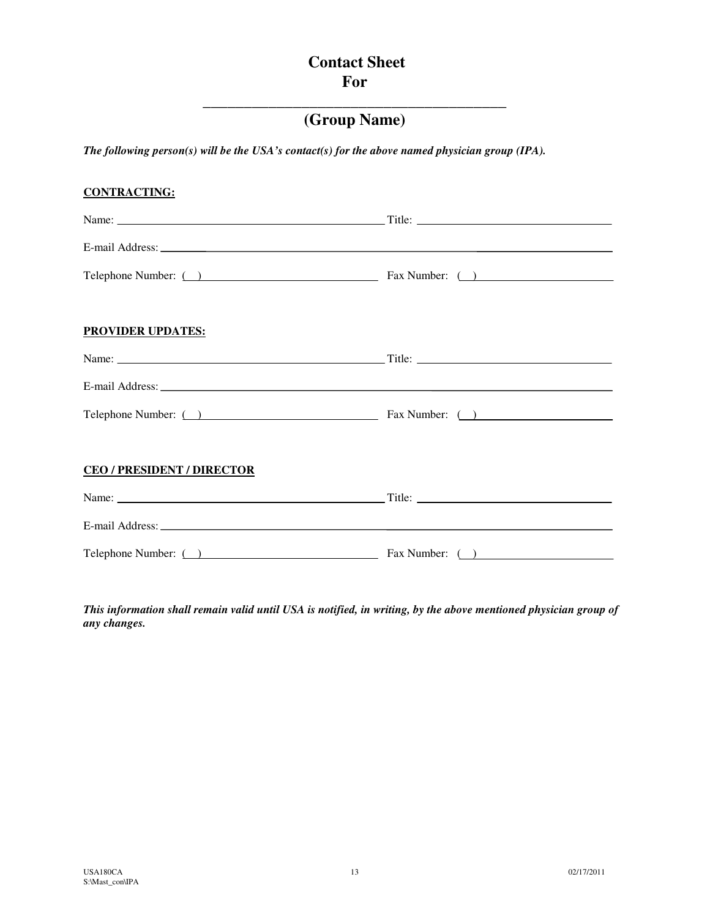# Contact Sheet
# For

______________________________________________

## (Group Name)

***The following person(s) will be the USA's contact(s) for the above named physician group (IPA).***

**CONTRACTING:**

Name: ______________________________________________ Title: _________________________________

E-mail Address: ____________________________________________________________________________

Telephone Number: (   ) _______________________________ Fax Number: (   ) _______________________

**PROVIDER UPDATES:**

Name: ______________________________________________ Title: _________________________________

E-mail Address: ____________________________________________________________________________

Telephone Number: (   ) _______________________________ Fax Number: (   ) _______________________

**CEO / PRESIDENT / DIRECTOR**

Name: ______________________________________________ Title: _________________________________

E-mail Address: ____________________________________________________________________________

Telephone Number: (   ) _______________________________ Fax Number: (   ) _______________________

***This information shall remain valid until USA is notified, in writing, by the above mentioned physician group of any changes.***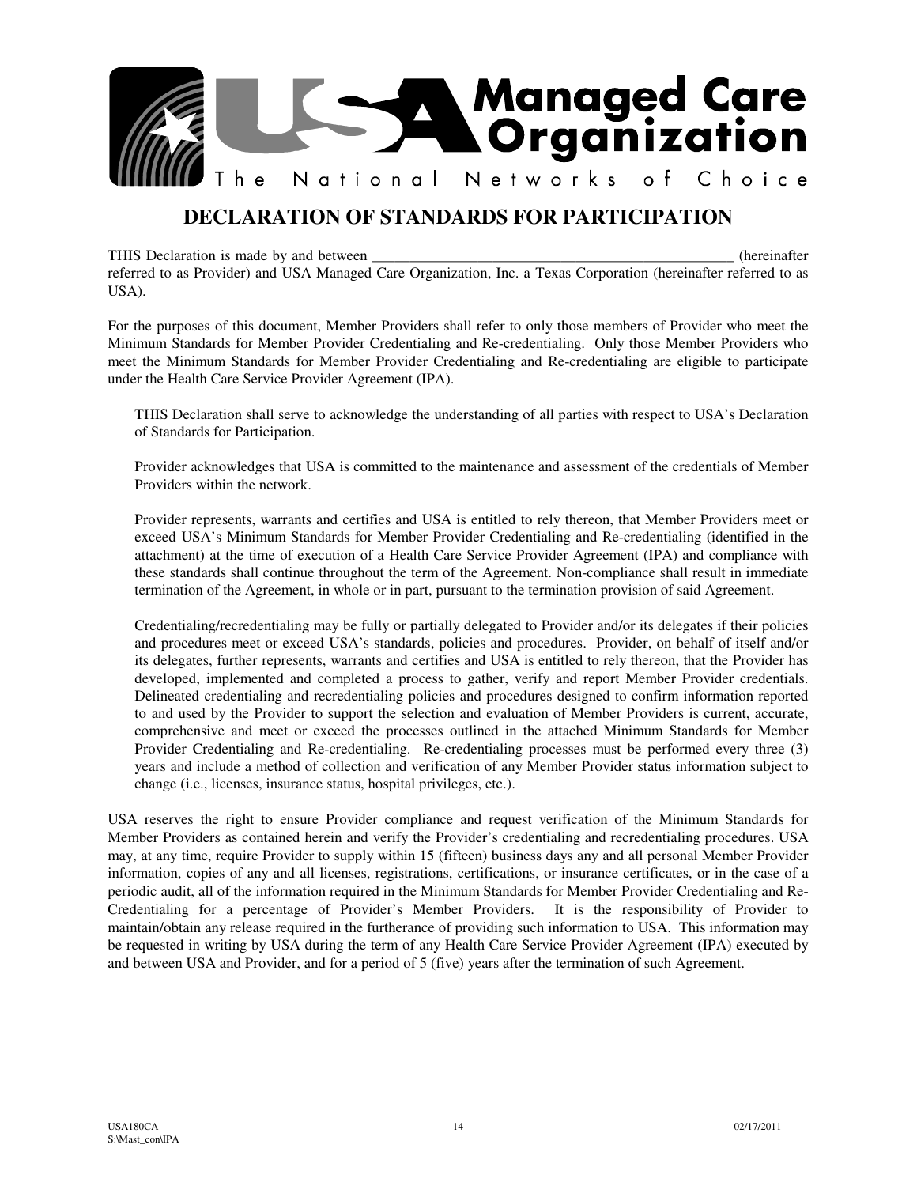# DECLARATION OF STANDARDS FOR PARTICIPATION

THIS Declaration is made by and between __________________________________________________ (hereinafter referred to as Provider) and USA Managed Care Organization, Inc. a Texas Corporation (hereinafter referred to as USA).

For the purposes of this document, Member Providers shall refer to only those members of Provider who meet the Minimum Standards for Member Provider Credentialing and Re-credentialing. Only those Member Providers who meet the Minimum Standards for Member Provider Credentialing and Re-credentialing are eligible to participate under the Health Care Service Provider Agreement (IPA).

THIS Declaration shall serve to acknowledge the understanding of all parties with respect to USA's Declaration of Standards for Participation.

Provider acknowledges that USA is committed to the maintenance and assessment of the credentials of Member Providers within the network.

Provider represents, warrants and certifies and USA is entitled to rely thereon, that Member Providers meet or exceed USA's Minimum Standards for Member Provider Credentialing and Re-credentialing (identified in the attachment) at the time of execution of a Health Care Service Provider Agreement (IPA) and compliance with these standards shall continue throughout the term of the Agreement. Non-compliance shall result in immediate termination of the Agreement, in whole or in part, pursuant to the termination provision of said Agreement.

Credentialing/recredentialing may be fully or partially delegated to Provider and/or its delegates if their policies and procedures meet or exceed USA's standards, policies and procedures. Provider, on behalf of itself and/or its delegates, further represents, warrants and certifies and USA is entitled to rely thereon, that the Provider has developed, implemented and completed a process to gather, verify and report Member Provider credentials. Delineated credentialing and recredentialing policies and procedures designed to confirm information reported to and used by the Provider to support the selection and evaluation of Member Providers is current, accurate, comprehensive and meet or exceed the processes outlined in the attached Minimum Standards for Member Provider Credentialing and Re-credentialing. Re-credentialing processes must be performed every three (3) years and include a method of collection and verification of any Member Provider status information subject to change (i.e., licenses, insurance status, hospital privileges, etc.).

USA reserves the right to ensure Provider compliance and request verification of the Minimum Standards for Member Providers as contained herein and verify the Provider's credentialing and recredentialing procedures. USA may, at any time, require Provider to supply within 15 (fifteen) business days any and all personal Member Provider information, copies of any and all licenses, registrations, certifications, or insurance certificates, or in the case of a periodic audit, all of the information required in the Minimum Standards for Member Provider Credentialing and Re-Credentialing for a percentage of Provider's Member Providers. It is the responsibility of Provider to maintain/obtain any release required in the furtherance of providing such information to USA. This information may be requested in writing by USA during the term of any Health Care Service Provider Agreement (IPA) executed by and between USA and Provider, and for a period of 5 (five) years after the termination of such Agreement.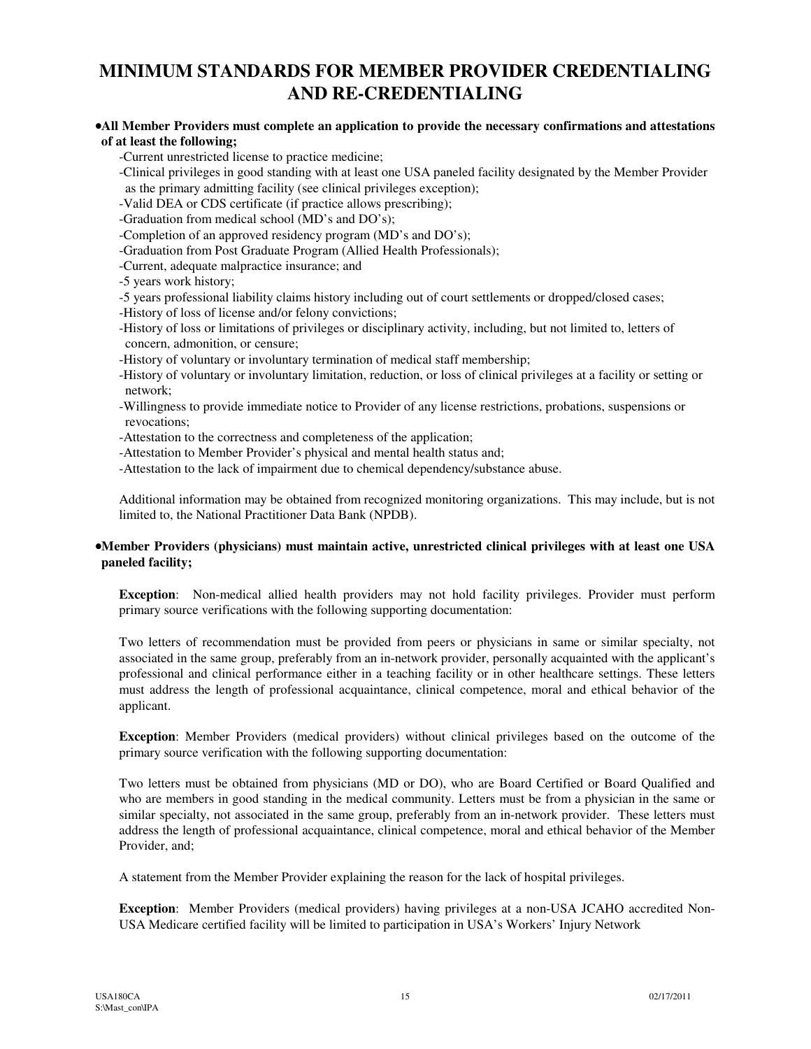# MINIMUM STANDARDS FOR MEMBER PROVIDER CREDENTIALING AND RE-CREDENTIALING

- **All Member Providers must complete an application to provide the necessary confirmations and attestations of at least the following;**

  -Current unrestricted license to practice medicine;

  -Clinical privileges in good standing with at least one USA paneled facility designated by the Member Provider as the primary admitting facility (see clinical privileges exception);

  -Valid DEA or CDS certificate (if practice allows prescribing);

  -Graduation from medical school (MD's and DO's);

  -Completion of an approved residency program (MD's and DO's);

  -Graduation from Post Graduate Program (Allied Health Professionals);

  -Current, adequate malpractice insurance; and

  -5 years work history;

  -5 years professional liability claims history including out of court settlements or dropped/closed cases;

  -History of loss of license and/or felony convictions;

  -History of loss or limitations of privileges or disciplinary activity, including, but not limited to, letters of concern, admonition, or censure;

  -History of voluntary or involuntary termination of medical staff membership;

  -History of voluntary or involuntary limitation, reduction, or loss of clinical privileges at a facility or setting or network;

  -Willingness to provide immediate notice to Provider of any license restrictions, probations, suspensions or revocations;

  -Attestation to the correctness and completeness of the application;

  -Attestation to Member Provider's physical and mental health status and;

  -Attestation to the lack of impairment due to chemical dependency/substance abuse.

  Additional information may be obtained from recognized monitoring organizations. This may include, but is not limited to, the National Practitioner Data Bank (NPDB).

- **Member Providers (physicians) must maintain active, unrestricted clinical privileges with at least one USA paneled facility;**

  **Exception**: Non-medical allied health providers may not hold facility privileges. Provider must perform primary source verifications with the following supporting documentation:

  Two letters of recommendation must be provided from peers or physicians in same or similar specialty, not associated in the same group, preferably from an in-network provider, personally acquainted with the applicant's professional and clinical performance either in a teaching facility or in other healthcare settings. These letters must address the length of professional acquaintance, clinical competence, moral and ethical behavior of the applicant.

  **Exception**: Member Providers (medical providers) without clinical privileges based on the outcome of the primary source verification with the following supporting documentation:

  Two letters must be obtained from physicians (MD or DO), who are Board Certified or Board Qualified and who are members in good standing in the medical community. Letters must be from a physician in the same or similar specialty, not associated in the same group, preferably from an in-network provider. These letters must address the length of professional acquaintance, clinical competence, moral and ethical behavior of the Member Provider, and;

  A statement from the Member Provider explaining the reason for the lack of hospital privileges.

  **Exception**: Member Providers (medical providers) having privileges at a non-USA JCAHO accredited Non-USA Medicare certified facility will be limited to participation in USA's Workers' Injury Network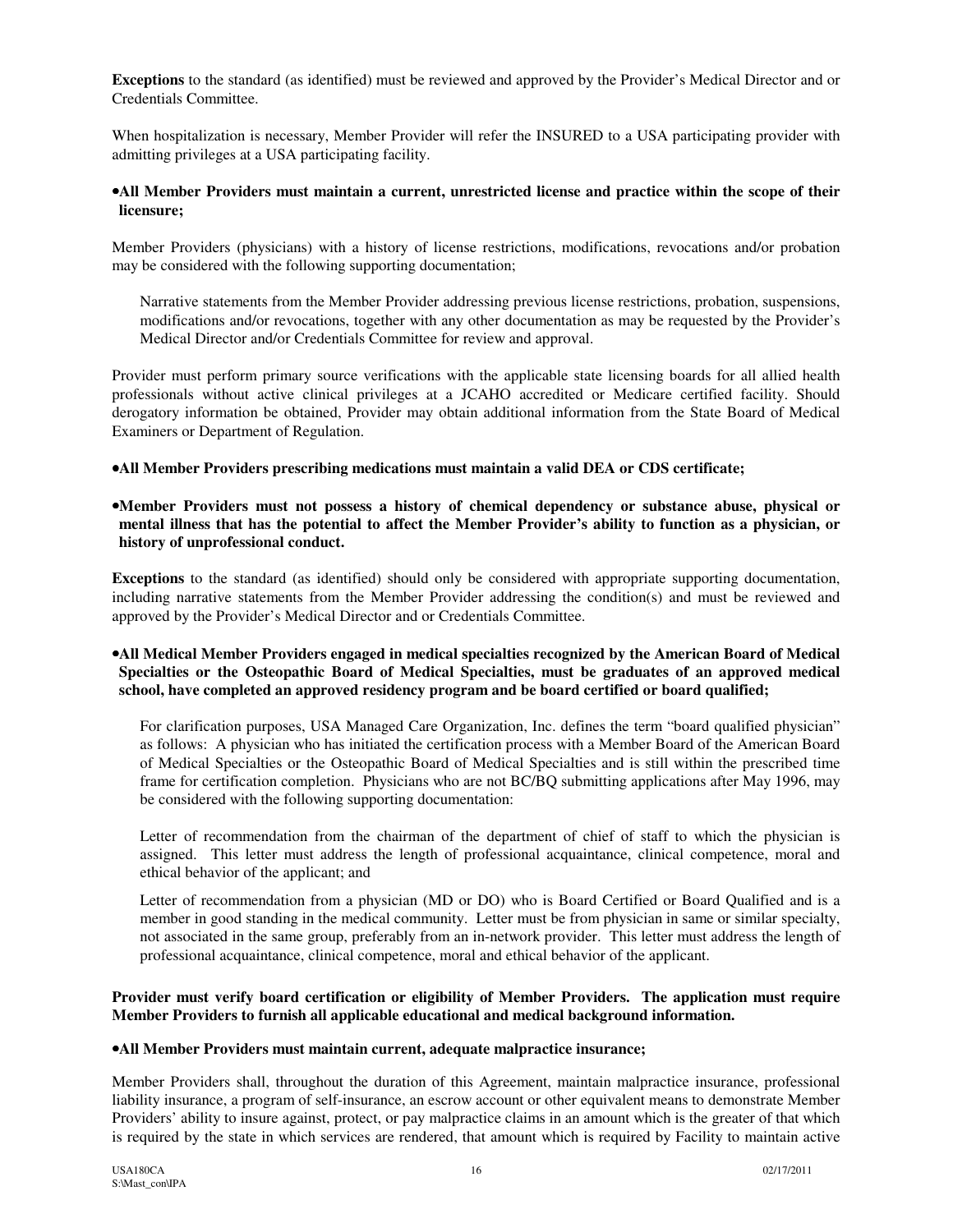**Exceptions** to the standard (as identified) must be reviewed and approved by the Provider's Medical Director and or Credentials Committee.

When hospitalization is necessary, Member Provider will refer the INSURED to a USA participating provider with admitting privileges at a USA participating facility.

- **All Member Providers must maintain a current, unrestricted license and practice within the scope of their licensure;**

Member Providers (physicians) with a history of license restrictions, modifications, revocations and/or probation may be considered with the following supporting documentation;

> Narrative statements from the Member Provider addressing previous license restrictions, probation, suspensions, modifications and/or revocations, together with any other documentation as may be requested by the Provider's Medical Director and/or Credentials Committee for review and approval.

Provider must perform primary source verifications with the applicable state licensing boards for all allied health professionals without active clinical privileges at a JCAHO accredited or Medicare certified facility. Should derogatory information be obtained, Provider may obtain additional information from the State Board of Medical Examiners or Department of Regulation.

- **All Member Providers prescribing medications must maintain a valid DEA or CDS certificate;**

- **Member Providers must not possess a history of chemical dependency or substance abuse, physical or mental illness that has the potential to affect the Member Provider's ability to function as a physician, or history of unprofessional conduct.**

**Exceptions** to the standard (as identified) should only be considered with appropriate supporting documentation, including narrative statements from the Member Provider addressing the condition(s) and must be reviewed and approved by the Provider's Medical Director and or Credentials Committee.

- **All Medical Member Providers engaged in medical specialties recognized by the American Board of Medical Specialties or the Osteopathic Board of Medical Specialties, must be graduates of an approved medical school, have completed an approved residency program and be board certified or board qualified;**

> For clarification purposes, USA Managed Care Organization, Inc. defines the term "board qualified physician" as follows: A physician who has initiated the certification process with a Member Board of the American Board of Medical Specialties or the Osteopathic Board of Medical Specialties and is still within the prescribed time frame for certification completion. Physicians who are not BC/BQ submitting applications after May 1996, may be considered with the following supporting documentation:
>
> Letter of recommendation from the chairman of the department of chief of staff to which the physician is assigned. This letter must address the length of professional acquaintance, clinical competence, moral and ethical behavior of the applicant; and
>
> Letter of recommendation from a physician (MD or DO) who is Board Certified or Board Qualified and is a member in good standing in the medical community. Letter must be from physician in same or similar specialty, not associated in the same group, preferably from an in-network provider. This letter must address the length of professional acquaintance, clinical competence, moral and ethical behavior of the applicant.

**Provider must verify board certification or eligibility of Member Providers. The application must require Member Providers to furnish all applicable educational and medical background information.**

- **All Member Providers must maintain current, adequate malpractice insurance;**

Member Providers shall, throughout the duration of this Agreement, maintain malpractice insurance, professional liability insurance, a program of self-insurance, an escrow account or other equivalent means to demonstrate Member Providers' ability to insure against, protect, or pay malpractice claims in an amount which is the greater of that which is required by the state in which services are rendered, that amount which is required by Facility to maintain active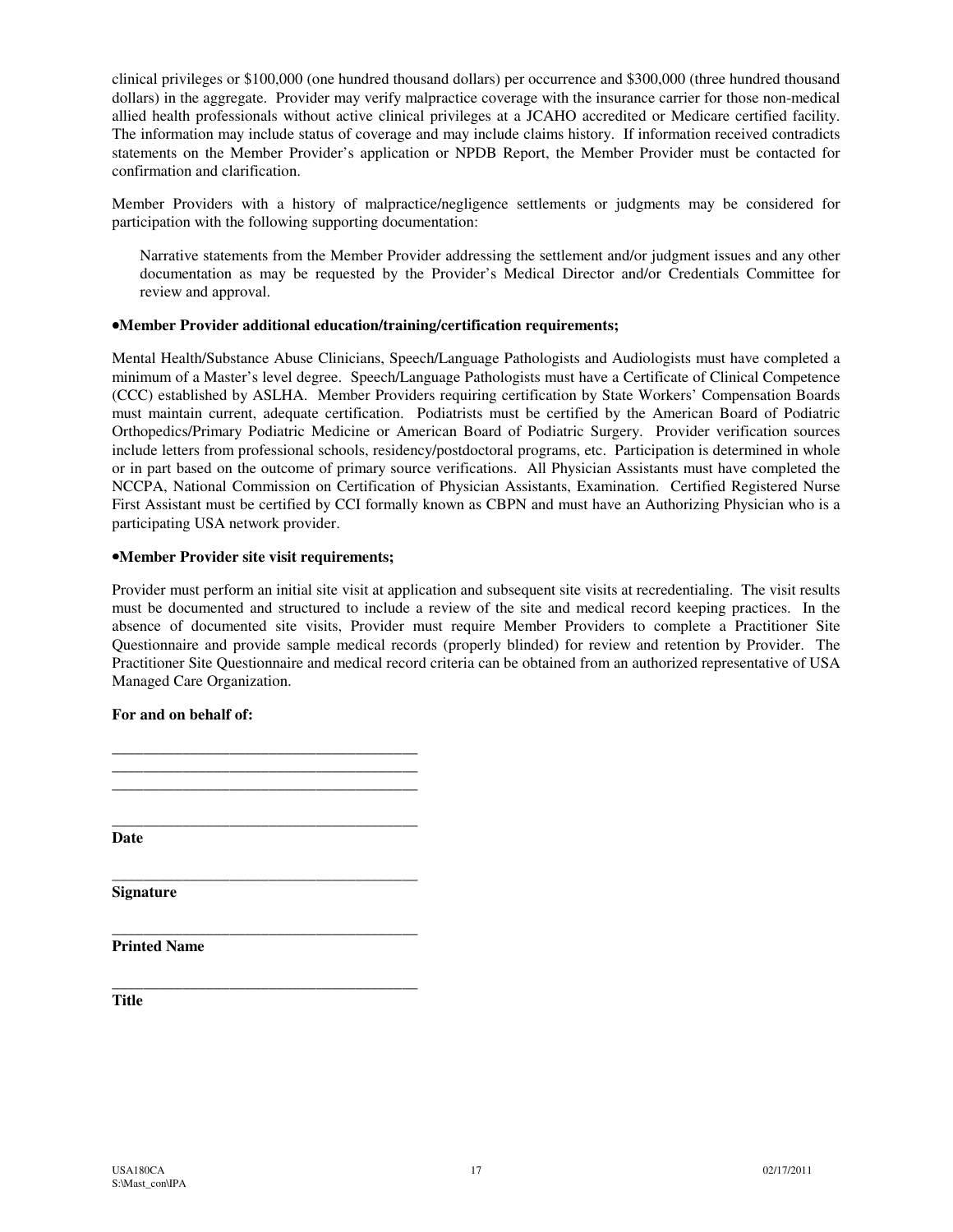clinical privileges or $100,000 (one hundred thousand dollars) per occurrence and $300,000 (three hundred thousand dollars) in the aggregate. Provider may verify malpractice coverage with the insurance carrier for those non-medical allied health professionals without active clinical privileges at a JCAHO accredited or Medicare certified facility. The information may include status of coverage and may include claims history. If information received contradicts statements on the Member Provider's application or NPDB Report, the Member Provider must be contacted for confirmation and clarification.

Member Providers with a history of malpractice/negligence settlements or judgments may be considered for participation with the following supporting documentation:

> Narrative statements from the Member Provider addressing the settlement and/or judgment issues and any other documentation as may be requested by the Provider's Medical Director and/or Credentials Committee for review and approval.

**•Member Provider additional education/training/certification requirements;**

Mental Health/Substance Abuse Clinicians, Speech/Language Pathologists and Audiologists must have completed a minimum of a Master's level degree. Speech/Language Pathologists must have a Certificate of Clinical Competence (CCC) established by ASLHA. Member Providers requiring certification by State Workers' Compensation Boards must maintain current, adequate certification. Podiatrists must be certified by the American Board of Podiatric Orthopedics/Primary Podiatric Medicine or American Board of Podiatric Surgery. Provider verification sources include letters from professional schools, residency/postdoctoral programs, etc. Participation is determined in whole or in part based on the outcome of primary source verifications. All Physician Assistants must have completed the NCCPA, National Commission on Certification of Physician Assistants, Examination. Certified Registered Nurse First Assistant must be certified by CCI formally known as CBPN and must have an Authorizing Physician who is a participating USA network provider.

**•Member Provider site visit requirements;**

Provider must perform an initial site visit at application and subsequent site visits at recredentialing. The visit results must be documented and structured to include a review of the site and medical record keeping practices. In the absence of documented site visits, Provider must require Member Providers to complete a Practitioner Site Questionnaire and provide sample medical records (properly blinded) for review and retention by Provider. The Practitioner Site Questionnaire and medical record criteria can be obtained from an authorized representative of USA Managed Care Organization.

**For and on behalf of:**

\_\_\_\_\_\_\_\_\_\_\_\_\_\_\_\_\_\_\_\_\_\_\_\_\_\_\_\_\_\_\_\_\_\_\_\_\_\_\_\_

\_\_\_\_\_\_\_\_\_\_\_\_\_\_\_\_\_\_\_\_\_\_\_\_\_\_\_\_\_\_\_\_\_\_\_\_\_\_\_\_

\_\_\_\_\_\_\_\_\_\_\_\_\_\_\_\_\_\_\_\_\_\_\_\_\_\_\_\_\_\_\_\_\_\_\_\_\_\_\_\_

\_\_\_\_\_\_\_\_\_\_\_\_\_\_\_\_\_\_\_\_\_\_\_\_\_\_\_\_\_\_\_\_\_\_\_\_\_\_\_\_

**Date**

\_\_\_\_\_\_\_\_\_\_\_\_\_\_\_\_\_\_\_\_\_\_\_\_\_\_\_\_\_\_\_\_\_\_\_\_\_\_\_\_

**Signature**

\_\_\_\_\_\_\_\_\_\_\_\_\_\_\_\_\_\_\_\_\_\_\_\_\_\_\_\_\_\_\_\_\_\_\_\_\_\_\_\_

**Printed Name**

\_\_\_\_\_\_\_\_\_\_\_\_\_\_\_\_\_\_\_\_\_\_\_\_\_\_\_\_\_\_\_\_\_\_\_\_\_\_\_\_

**Title**